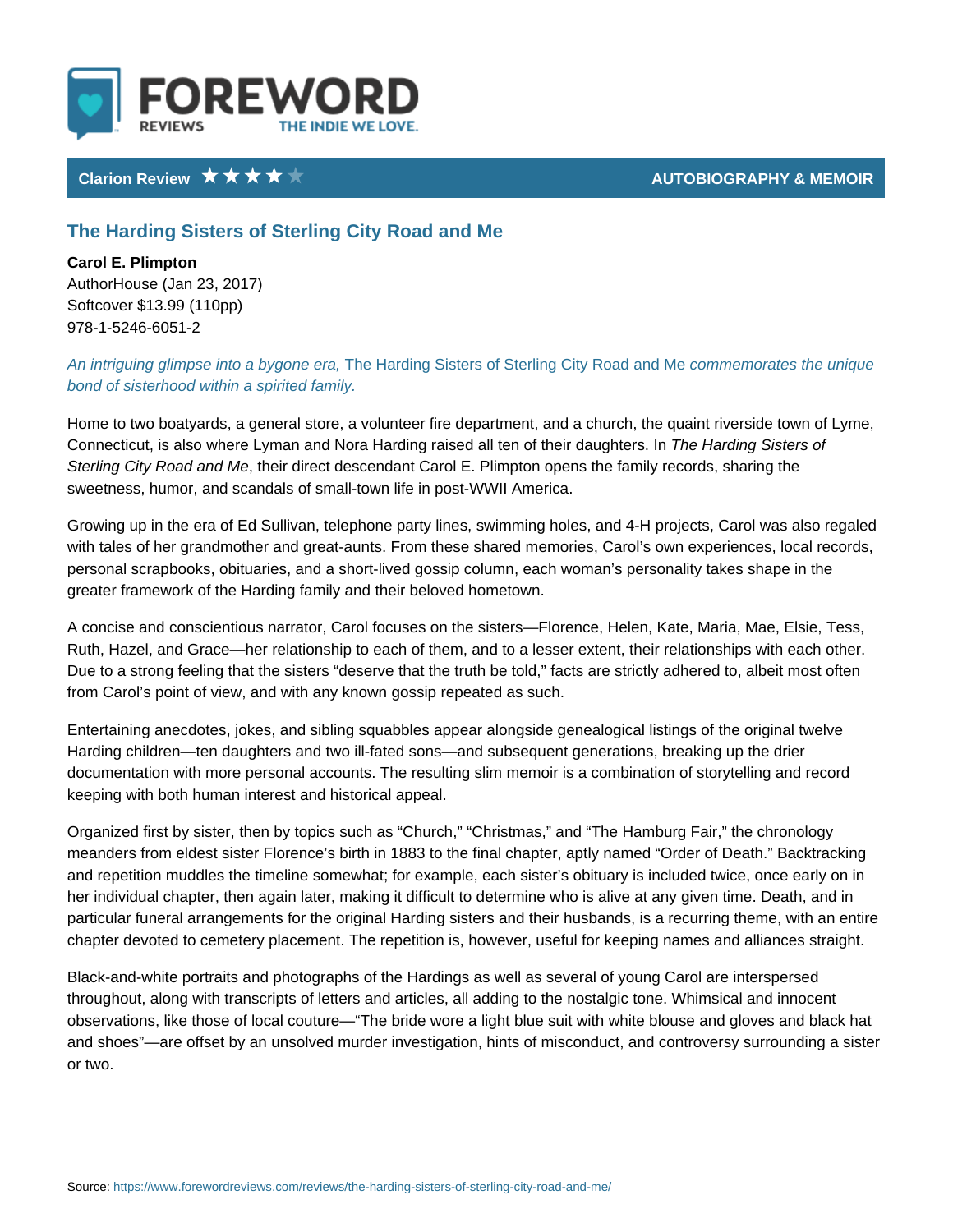FOREWORD REVIEWS — THE INDIE WE LOVE.

**Clarion Review** ★★★★☆ **AUTOBIOGRAPHY & MEMOIR**

## The Harding Sisters of Sterling City Road and Me

**Carol E. Plimpton**
AuthorHouse (Jan 23, 2017)
Softcover $13.99 (110pp)
978-1-5246-6051-2

*An intriguing glimpse into a bygone era,* The Harding Sisters of Sterling City Road and Me *commemorates the unique bond of sisterhood within a spirited family.*

Home to two boatyards, a general store, a volunteer fire department, and a church, the quaint riverside town of Lyme, Connecticut, is also where Lyman and Nora Harding raised all ten of their daughters. In *The Harding Sisters of Sterling City Road and Me*, their direct descendant Carol E. Plimpton opens the family records, sharing the sweetness, humor, and scandals of small-town life in post-WWII America.

Growing up in the era of Ed Sullivan, telephone party lines, swimming holes, and 4-H projects, Carol was also regaled with tales of her grandmother and great-aunts. From these shared memories, Carol's own experiences, local records, personal scrapbooks, obituaries, and a short-lived gossip column, each woman's personality takes shape in the greater framework of the Harding family and their beloved hometown.

A concise and conscientious narrator, Carol focuses on the sisters—Florence, Helen, Kate, Maria, Mae, Elsie, Tess, Ruth, Hazel, and Grace—her relationship to each of them, and to a lesser extent, their relationships with each other. Due to a strong feeling that the sisters "deserve that the truth be told," facts are strictly adhered to, albeit most often from Carol's point of view, and with any known gossip repeated as such.

Entertaining anecdotes, jokes, and sibling squabbles appear alongside genealogical listings of the original twelve Harding children—ten daughters and two ill-fated sons—and subsequent generations, breaking up the drier documentation with more personal accounts. The resulting slim memoir is a combination of storytelling and record keeping with both human interest and historical appeal.

Organized first by sister, then by topics such as "Church," "Christmas," and "The Hamburg Fair," the chronology meanders from eldest sister Florence's birth in 1883 to the final chapter, aptly named "Order of Death." Backtracking and repetition muddles the timeline somewhat; for example, each sister's obituary is included twice, once early on in her individual chapter, then again later, making it difficult to determine who is alive at any given time. Death, and in particular funeral arrangements for the original Harding sisters and their husbands, is a recurring theme, with an entire chapter devoted to cemetery placement. The repetition is, however, useful for keeping names and alliances straight.

Black-and-white portraits and photographs of the Hardings as well as several of young Carol are interspersed throughout, along with transcripts of letters and articles, all adding to the nostalgic tone. Whimsical and innocent observations, like those of local couture—"The bride wore a light blue suit with white blouse and gloves and black hat and shoes"—are offset by an unsolved murder investigation, hints of misconduct, and controversy surrounding a sister or two.

Source: https://www.forewordreviews.com/reviews/the-harding-sisters-of-sterling-city-road-and-me/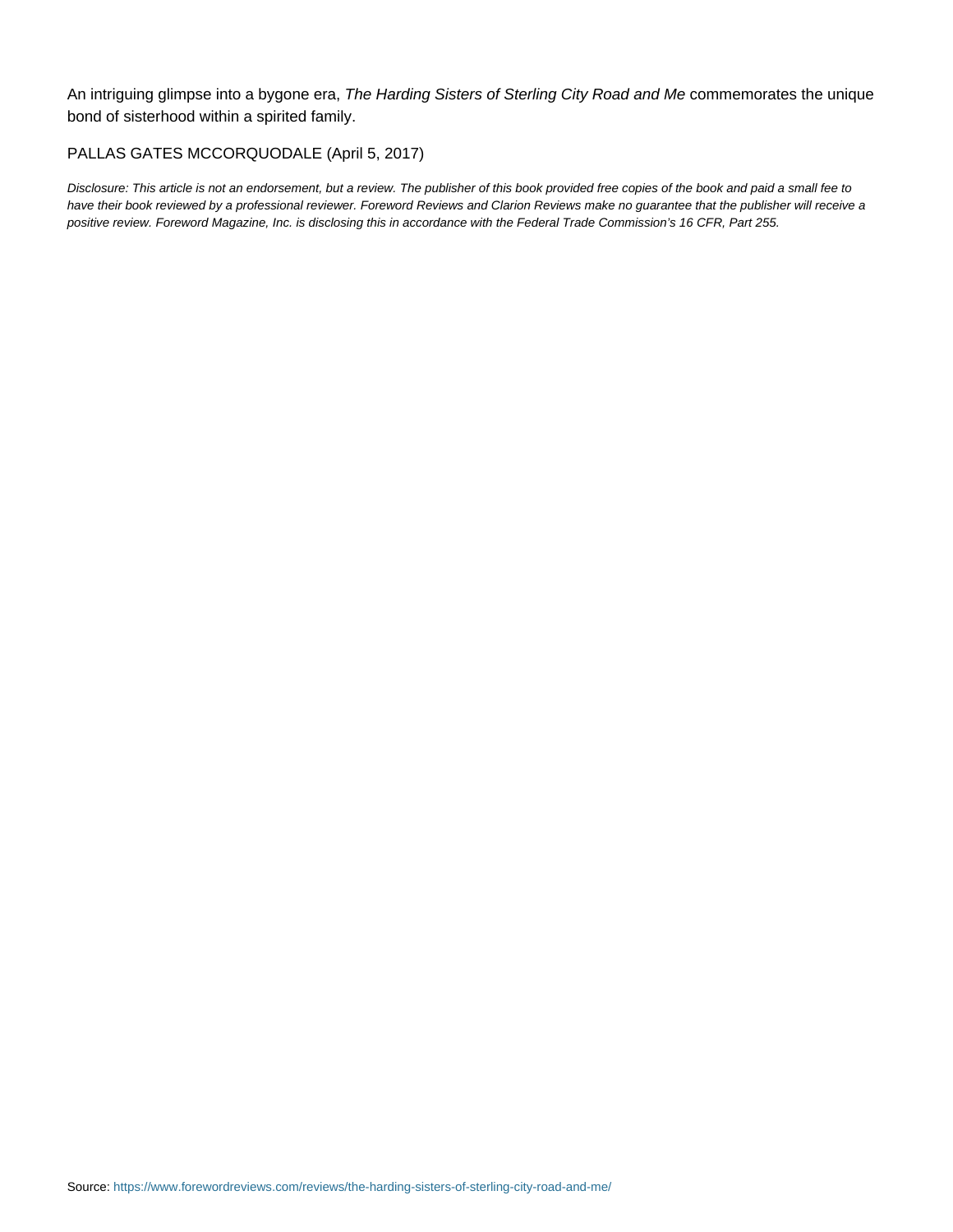An intriguing glimpse into a bygone era, *The Harding Sisters of Sterling City Road and Me* commemorates the unique bond of sisterhood within a spirited family.

PALLAS GATES MCCORQUODALE (April 5, 2017)

*Disclosure: This article is not an endorsement, but a review. The publisher of this book provided free copies of the book and paid a small fee to have their book reviewed by a professional reviewer. Foreword Reviews and Clarion Reviews make no guarantee that the publisher will receive a positive review. Foreword Magazine, Inc. is disclosing this in accordance with the Federal Trade Commission's 16 CFR, Part 255.*

Source: https://www.forewordreviews.com/reviews/the-harding-sisters-of-sterling-city-road-and-me/